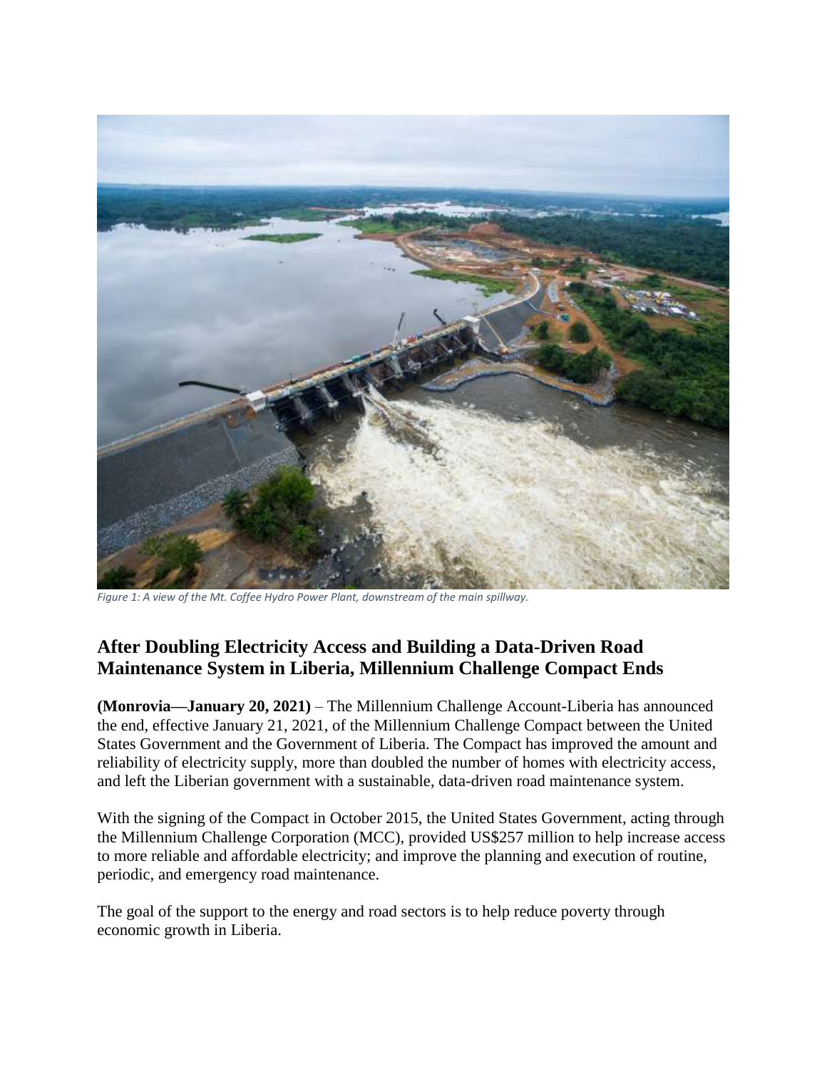*Figure 1: A view of the Mt. Coffee Hydro Power Plant, downstream of the main spillway.*

## After Doubling Electricity Access and Building a Data-Driven Road Maintenance System in Liberia, Millennium Challenge Compact Ends

**(Monrovia—January 20, 2021)** – The Millennium Challenge Account-Liberia has announced the end, effective January 21, 2021, of the Millennium Challenge Compact between the United States Government and the Government of Liberia. The Compact has improved the amount and reliability of electricity supply, more than doubled the number of homes with electricity access, and left the Liberian government with a sustainable, data-driven road maintenance system.

With the signing of the Compact in October 2015, the United States Government, acting through the Millennium Challenge Corporation (MCC), provided US$257 million to help increase access to more reliable and affordable electricity; and improve the planning and execution of routine, periodic, and emergency road maintenance.

The goal of the support to the energy and road sectors is to help reduce poverty through economic growth in Liberia.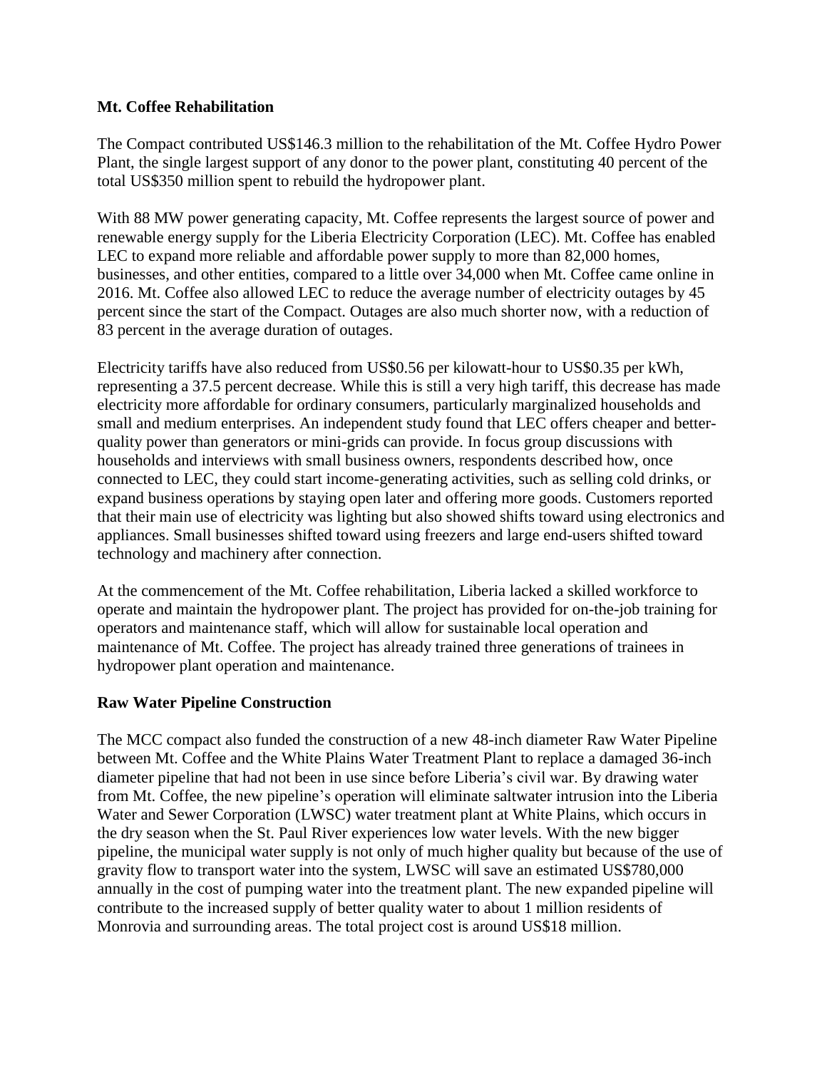**Mt. Coffee Rehabilitation**

The Compact contributed US$146.3 million to the rehabilitation of the Mt. Coffee Hydro Power Plant, the single largest support of any donor to the power plant, constituting 40 percent of the total US$350 million spent to rebuild the hydropower plant.

With 88 MW power generating capacity, Mt. Coffee represents the largest source of power and renewable energy supply for the Liberia Electricity Corporation (LEC). Mt. Coffee has enabled LEC to expand more reliable and affordable power supply to more than 82,000 homes, businesses, and other entities, compared to a little over 34,000 when Mt. Coffee came online in 2016. Mt. Coffee also allowed LEC to reduce the average number of electricity outages by 45 percent since the start of the Compact. Outages are also much shorter now, with a reduction of 83 percent in the average duration of outages.

Electricity tariffs have also reduced from US$0.56 per kilowatt-hour to US$0.35 per kWh, representing a 37.5 percent decrease. While this is still a very high tariff, this decrease has made electricity more affordable for ordinary consumers, particularly marginalized households and small and medium enterprises. An independent study found that LEC offers cheaper and better-quality power than generators or mini-grids can provide. In focus group discussions with households and interviews with small business owners, respondents described how, once connected to LEC, they could start income-generating activities, such as selling cold drinks, or expand business operations by staying open later and offering more goods. Customers reported that their main use of electricity was lighting but also showed shifts toward using electronics and appliances. Small businesses shifted toward using freezers and large end-users shifted toward technology and machinery after connection.

At the commencement of the Mt. Coffee rehabilitation, Liberia lacked a skilled workforce to operate and maintain the hydropower plant. The project has provided for on-the-job training for operators and maintenance staff, which will allow for sustainable local operation and maintenance of Mt. Coffee. The project has already trained three generations of trainees in hydropower plant operation and maintenance.

**Raw Water Pipeline Construction**

The MCC compact also funded the construction of a new 48-inch diameter Raw Water Pipeline between Mt. Coffee and the White Plains Water Treatment Plant to replace a damaged 36-inch diameter pipeline that had not been in use since before Liberia's civil war. By drawing water from Mt. Coffee, the new pipeline's operation will eliminate saltwater intrusion into the Liberia Water and Sewer Corporation (LWSC) water treatment plant at White Plains, which occurs in the dry season when the St. Paul River experiences low water levels. With the new bigger pipeline, the municipal water supply is not only of much higher quality but because of the use of gravity flow to transport water into the system, LWSC will save an estimated US$780,000 annually in the cost of pumping water into the treatment plant. The new expanded pipeline will contribute to the increased supply of better quality water to about 1 million residents of Monrovia and surrounding areas. The total project cost is around US$18 million.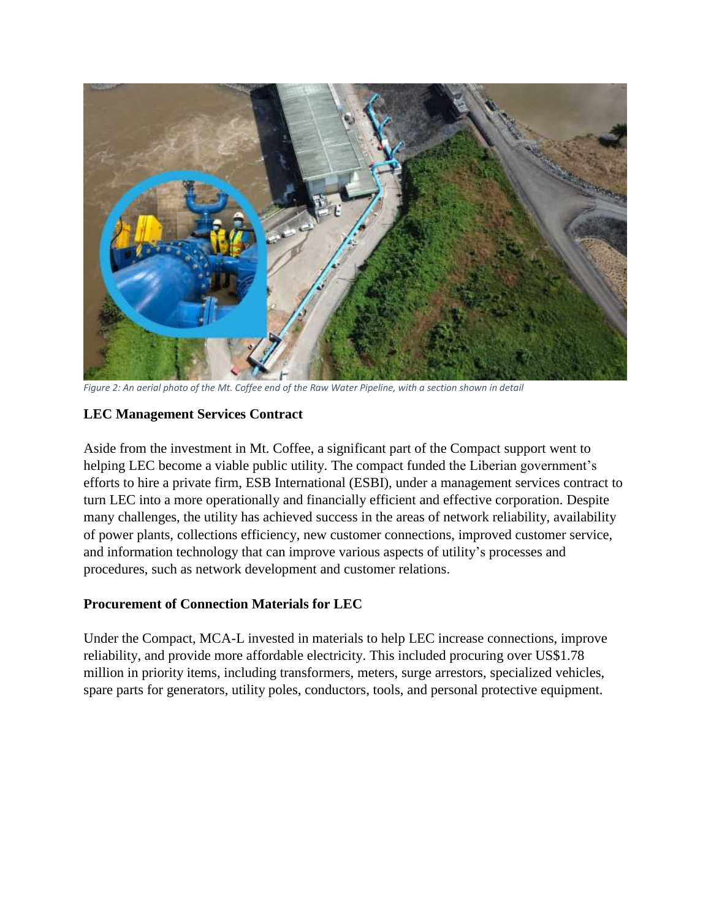*Figure 2: An aerial photo of the Mt. Coffee end of the Raw Water Pipeline, with a section shown in detail*

**LEC Management Services Contract**

Aside from the investment in Mt. Coffee, a significant part of the Compact support went to helping LEC become a viable public utility. The compact funded the Liberian government's efforts to hire a private firm, ESB International (ESBI), under a management services contract to turn LEC into a more operationally and financially efficient and effective corporation. Despite many challenges, the utility has achieved success in the areas of network reliability, availability of power plants, collections efficiency, new customer connections, improved customer service, and information technology that can improve various aspects of utility's processes and procedures, such as network development and customer relations.

**Procurement of Connection Materials for LEC**

Under the Compact, MCA-L invested in materials to help LEC increase connections, improve reliability, and provide more affordable electricity. This included procuring over US$1.78 million in priority items, including transformers, meters, surge arrestors, specialized vehicles, spare parts for generators, utility poles, conductors, tools, and personal protective equipment.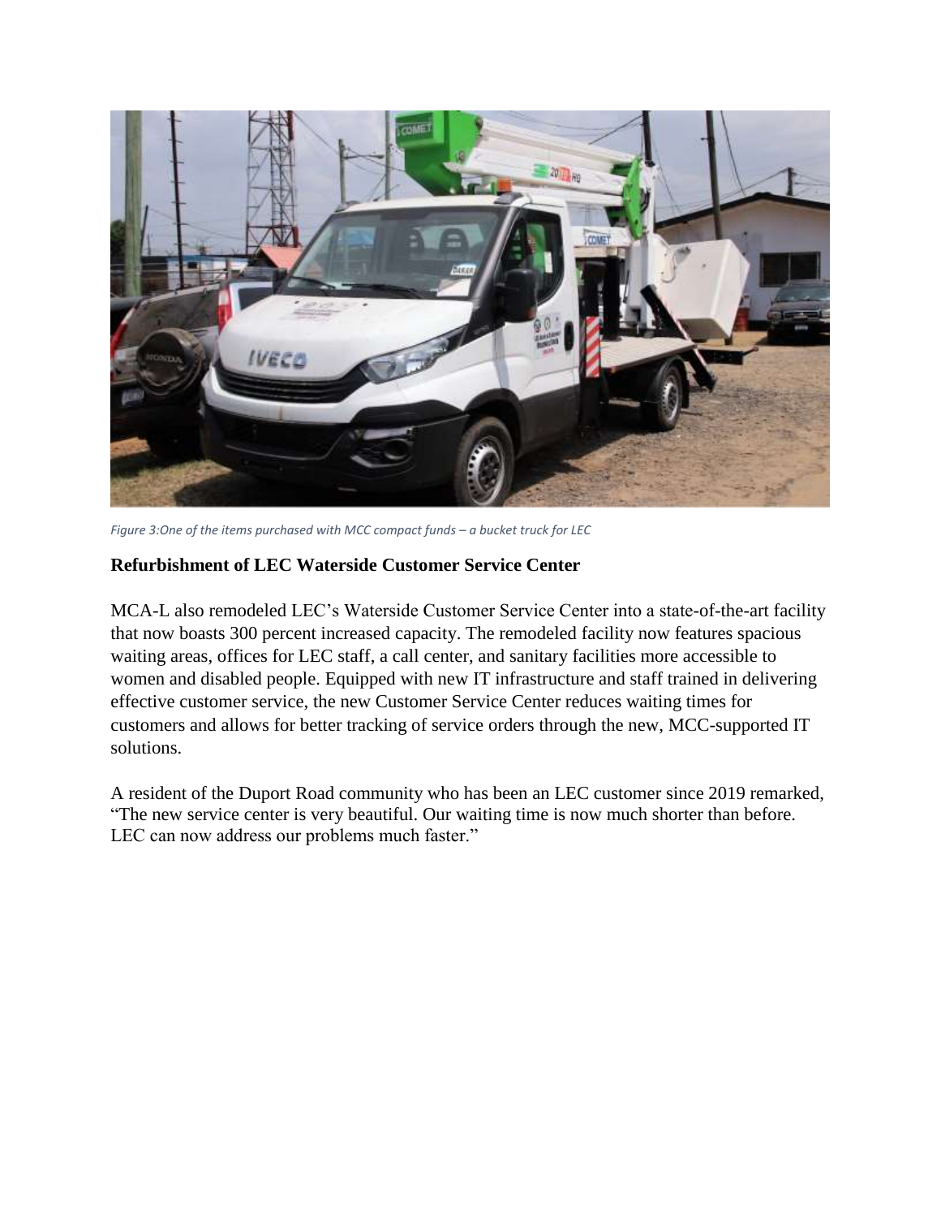*Figure 3:One of the items purchased with MCC compact funds – a bucket truck for LEC*

**Refurbishment of LEC Waterside Customer Service Center**

MCA-L also remodeled LEC's Waterside Customer Service Center into a state-of-the-art facility that now boasts 300 percent increased capacity. The remodeled facility now features spacious waiting areas, offices for LEC staff, a call center, and sanitary facilities more accessible to women and disabled people. Equipped with new IT infrastructure and staff trained in delivering effective customer service, the new Customer Service Center reduces waiting times for customers and allows for better tracking of service orders through the new, MCC-supported IT solutions.

A resident of the Duport Road community who has been an LEC customer since 2019 remarked, "The new service center is very beautiful. Our waiting time is now much shorter than before. LEC can now address our problems much faster."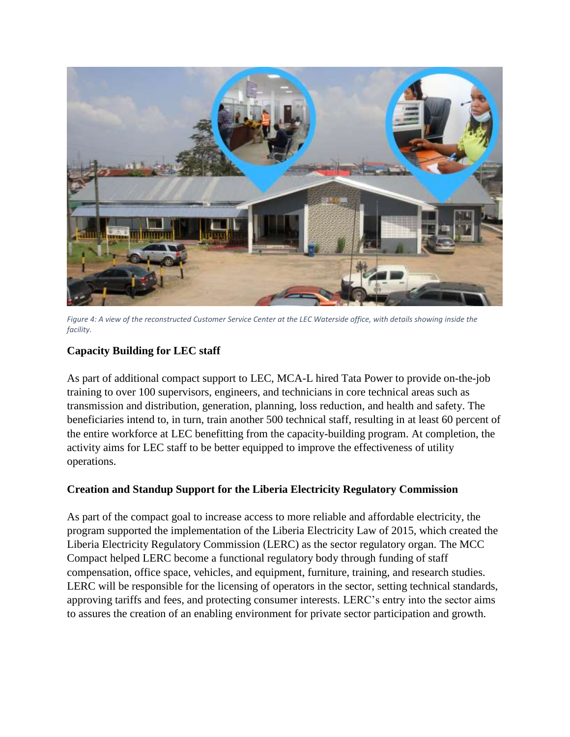*Figure 4: A view of the reconstructed Customer Service Center at the LEC Waterside office, with details showing inside the facility.*

## Capacity Building for LEC staff

As part of additional compact support to LEC, MCA-L hired Tata Power to provide on-the-job training to over 100 supervisors, engineers, and technicians in core technical areas such as transmission and distribution, generation, planning, loss reduction, and health and safety. The beneficiaries intend to, in turn, train another 500 technical staff, resulting in at least 60 percent of the entire workforce at LEC benefitting from the capacity-building program. At completion, the activity aims for LEC staff to be better equipped to improve the effectiveness of utility operations.

## Creation and Standup Support for the Liberia Electricity Regulatory Commission

As part of the compact goal to increase access to more reliable and affordable electricity, the program supported the implementation of the Liberia Electricity Law of 2015, which created the Liberia Electricity Regulatory Commission (LERC) as the sector regulatory organ. The MCC Compact helped LERC become a functional regulatory body through funding of staff compensation, office space, vehicles, and equipment, furniture, training, and research studies. LERC will be responsible for the licensing of operators in the sector, setting technical standards, approving tariffs and fees, and protecting consumer interests. LERC's entry into the sector aims to assures the creation of an enabling environment for private sector participation and growth.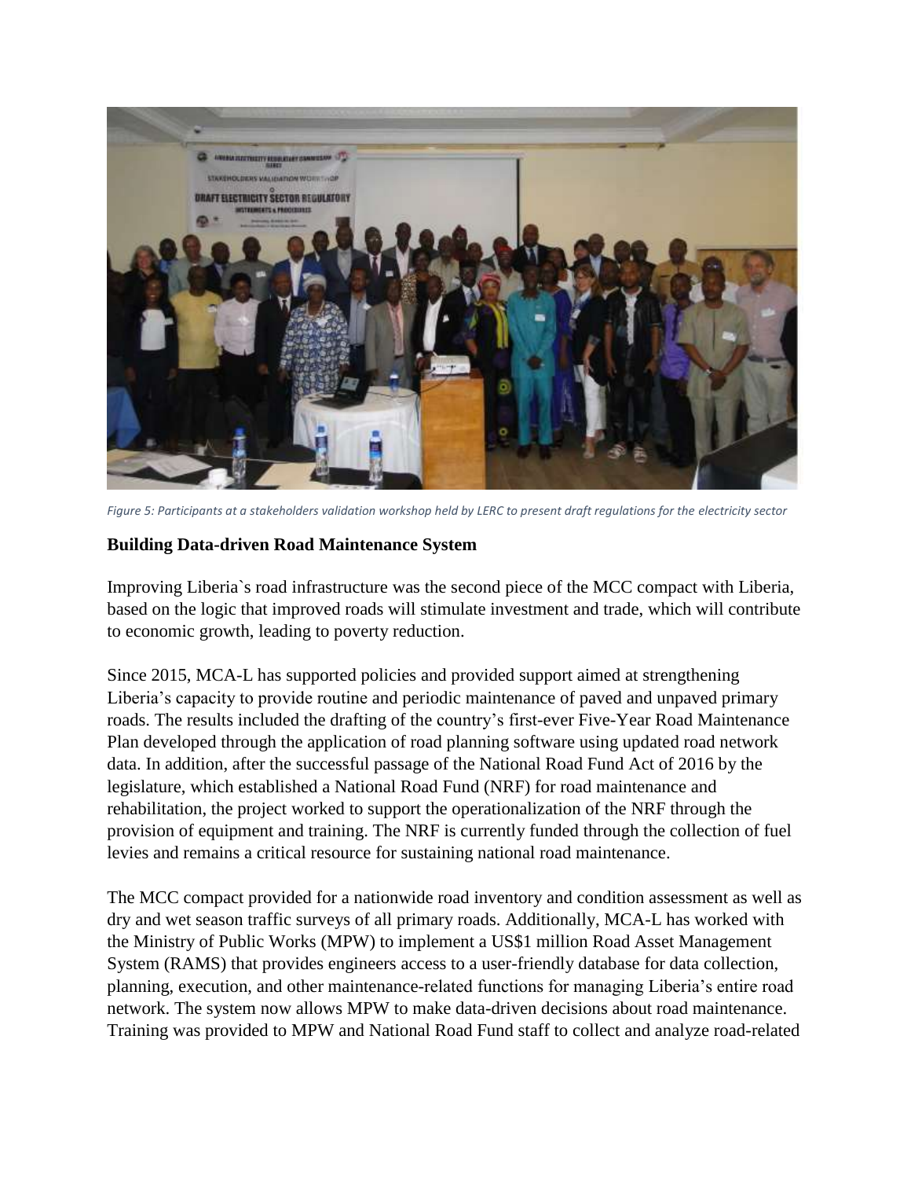*Figure 5: Participants at a stakeholders validation workshop held by LERC to present draft regulations for the electricity sector*

**Building Data-driven Road Maintenance System**

Improving Liberia`s road infrastructure was the second piece of the MCC compact with Liberia, based on the logic that improved roads will stimulate investment and trade, which will contribute to economic growth, leading to poverty reduction.

Since 2015, MCA-L has supported policies and provided support aimed at strengthening Liberia's capacity to provide routine and periodic maintenance of paved and unpaved primary roads. The results included the drafting of the country's first-ever Five-Year Road Maintenance Plan developed through the application of road planning software using updated road network data. In addition, after the successful passage of the National Road Fund Act of 2016 by the legislature, which established a National Road Fund (NRF) for road maintenance and rehabilitation, the project worked to support the operationalization of the NRF through the provision of equipment and training. The NRF is currently funded through the collection of fuel levies and remains a critical resource for sustaining national road maintenance.

The MCC compact provided for a nationwide road inventory and condition assessment as well as dry and wet season traffic surveys of all primary roads. Additionally, MCA-L has worked with the Ministry of Public Works (MPW) to implement a US$1 million Road Asset Management System (RAMS) that provides engineers access to a user-friendly database for data collection, planning, execution, and other maintenance-related functions for managing Liberia's entire road network. The system now allows MPW to make data-driven decisions about road maintenance. Training was provided to MPW and National Road Fund staff to collect and analyze road-related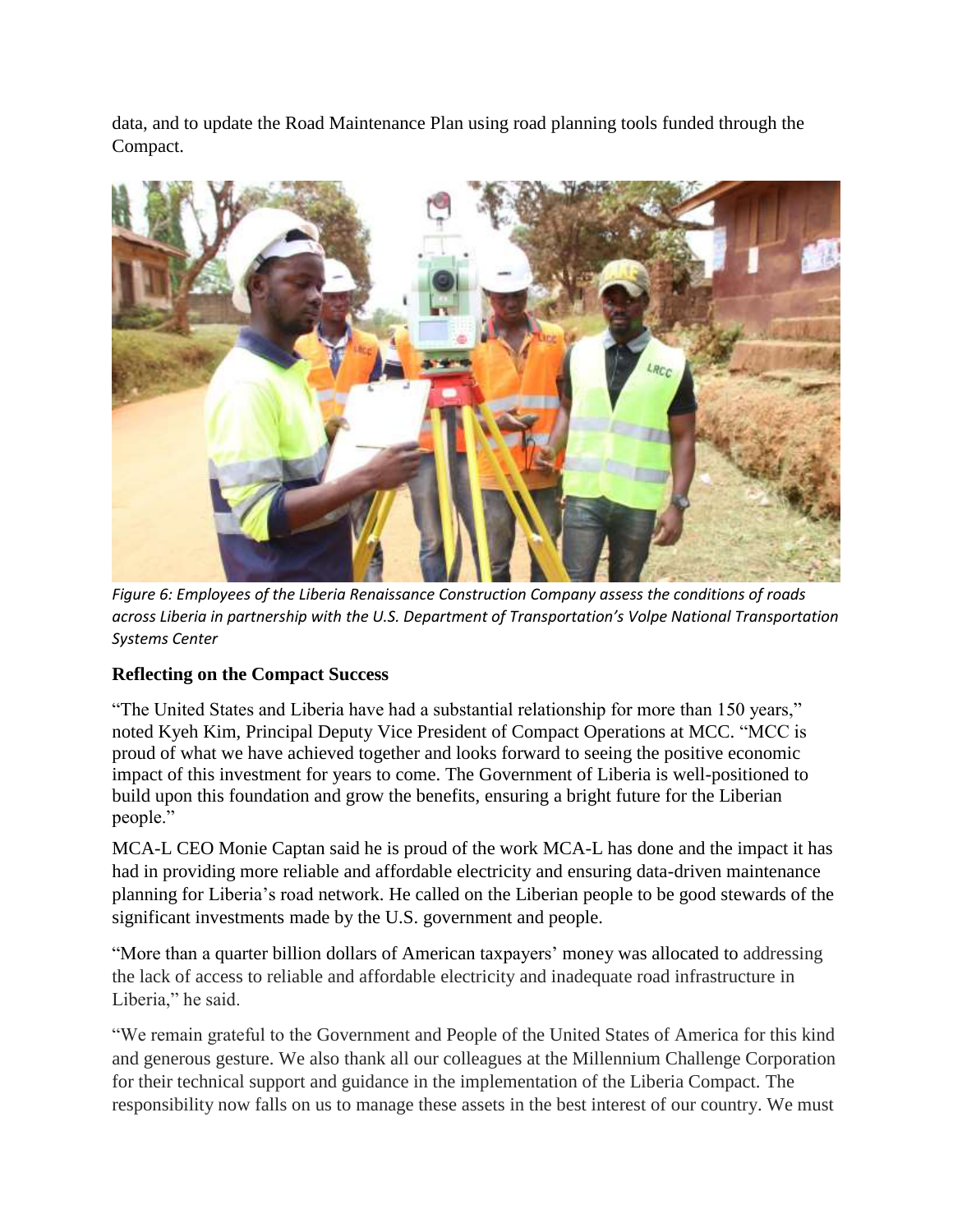data, and to update the Road Maintenance Plan using road planning tools funded through the Compact.

*Figure 6: Employees of the Liberia Renaissance Construction Company assess the conditions of roads across Liberia in partnership with the U.S. Department of Transportation's Volpe National Transportation Systems Center*

### Reflecting on the Compact Success

"The United States and Liberia have had a substantial relationship for more than 150 years," noted Kyeh Kim, Principal Deputy Vice President of Compact Operations at MCC. "MCC is proud of what we have achieved together and looks forward to seeing the positive economic impact of this investment for years to come. The Government of Liberia is well-positioned to build upon this foundation and grow the benefits, ensuring a bright future for the Liberian people."

MCA-L CEO Monie Captan said he is proud of the work MCA-L has done and the impact it has had in providing more reliable and affordable electricity and ensuring data-driven maintenance planning for Liberia's road network. He called on the Liberian people to be good stewards of the significant investments made by the U.S. government and people.

"More than a quarter billion dollars of American taxpayers' money was allocated to addressing the lack of access to reliable and affordable electricity and inadequate road infrastructure in Liberia," he said.

"We remain grateful to the Government and People of the United States of America for this kind and generous gesture. We also thank all our colleagues at the Millennium Challenge Corporation for their technical support and guidance in the implementation of the Liberia Compact. The responsibility now falls on us to manage these assets in the best interest of our country. We must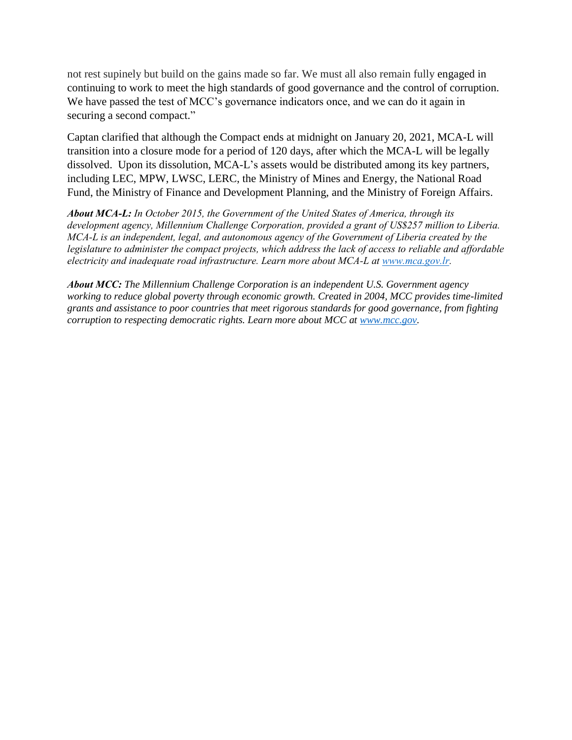not rest supinely but build on the gains made so far. We must all also remain fully engaged in continuing to work to meet the high standards of good governance and the control of corruption. We have passed the test of MCC's governance indicators once, and we can do it again in securing a second compact."

Captan clarified that although the Compact ends at midnight on January 20, 2021, MCA-L will transition into a closure mode for a period of 120 days, after which the MCA-L will be legally dissolved. Upon its dissolution, MCA-L's assets would be distributed among its key partners, including LEC, MPW, LWSC, LERC, the Ministry of Mines and Energy, the National Road Fund, the Ministry of Finance and Development Planning, and the Ministry of Foreign Affairs.

***About MCA-L:*** *In October 2015, the Government of the United States of America, through its development agency, Millennium Challenge Corporation, provided a grant of US$257 million to Liberia. MCA-L is an independent, legal, and autonomous agency of the Government of Liberia created by the legislature to administer the compact projects, which address the lack of access to reliable and affordable electricity and inadequate road infrastructure. Learn more about MCA-L at [www.mca.gov.lr](www.mca.gov.lr).*

***About MCC:*** *The Millennium Challenge Corporation is an independent U.S. Government agency working to reduce global poverty through economic growth. Created in 2004, MCC provides time-limited grants and assistance to poor countries that meet rigorous standards for good governance, from fighting corruption to respecting democratic rights. Learn more about MCC at [www.mcc.gov](www.mcc.gov).*